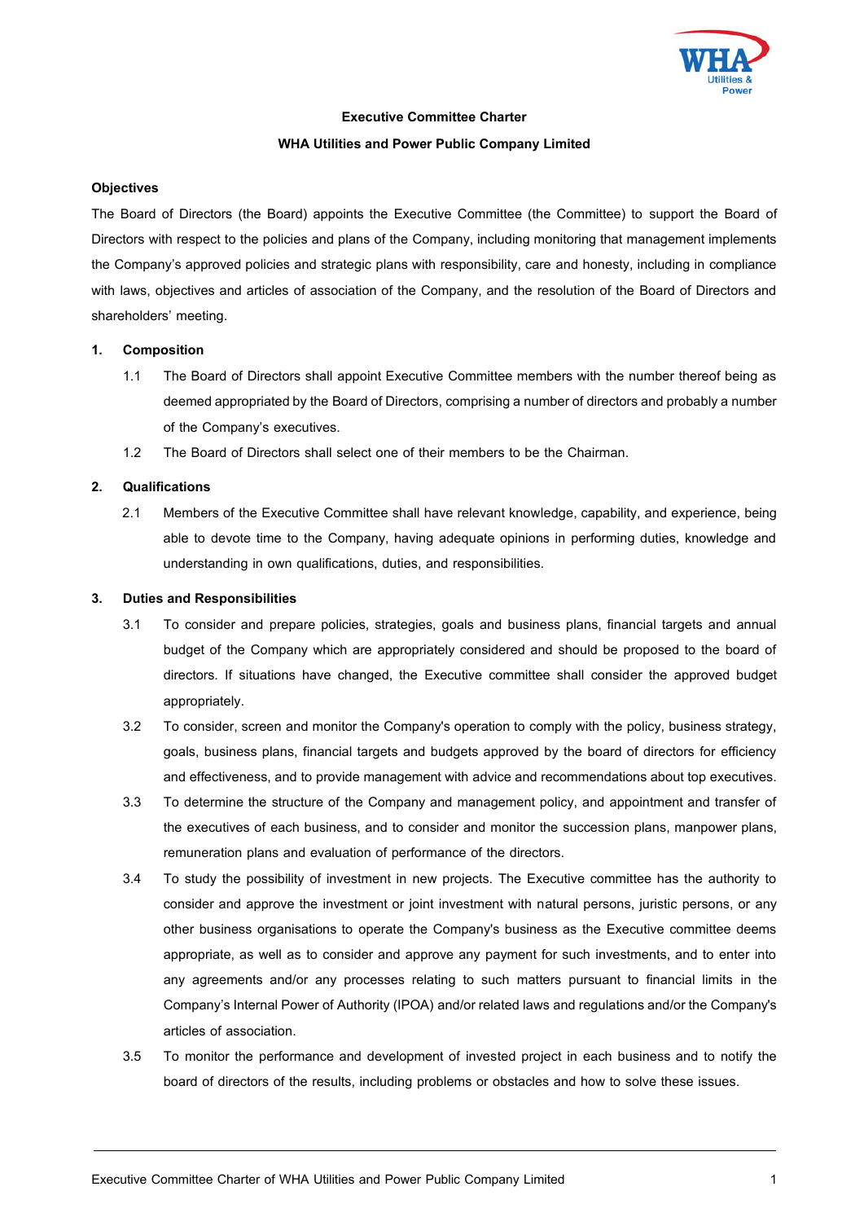**Executive Committee Charter**

**WHA Utilities and Power Public Company Limited**

**Objectives**

The Board of Directors (the Board) appoints the Executive Committee (the Committee) to support the Board of Directors with respect to the policies and plans of the Company, including monitoring that management implements the Company's approved policies and strategic plans with responsibility, care and honesty, including in compliance with laws, objectives and articles of association of the Company, and the resolution of the Board of Directors and shareholders' meeting.

**1. Composition**

1.1 The Board of Directors shall appoint Executive Committee members with the number thereof being as deemed appropriated by the Board of Directors, comprising a number of directors and probably a number of the Company's executives.

1.2 The Board of Directors shall select one of their members to be the Chairman.

**2. Qualifications**

2.1 Members of the Executive Committee shall have relevant knowledge, capability, and experience, being able to devote time to the Company, having adequate opinions in performing duties, knowledge and understanding in own qualifications, duties, and responsibilities.

**3. Duties and Responsibilities**

3.1 To consider and prepare policies, strategies, goals and business plans, financial targets and annual budget of the Company which are appropriately considered and should be proposed to the board of directors. If situations have changed, the Executive committee shall consider the approved budget appropriately.

3.2 To consider, screen and monitor the Company's operation to comply with the policy, business strategy, goals, business plans, financial targets and budgets approved by the board of directors for efficiency and effectiveness, and to provide management with advice and recommendations about top executives.

3.3 To determine the structure of the Company and management policy, and appointment and transfer of the executives of each business, and to consider and monitor the succession plans, manpower plans, remuneration plans and evaluation of performance of the directors.

3.4 To study the possibility of investment in new projects. The Executive committee has the authority to consider and approve the investment or joint investment with natural persons, juristic persons, or any other business organisations to operate the Company's business as the Executive committee deems appropriate, as well as to consider and approve any payment for such investments, and to enter into any agreements and/or any processes relating to such matters pursuant to financial limits in the Company's Internal Power of Authority (IPOA) and/or related laws and regulations and/or the Company's articles of association.

3.5 To monitor the performance and development of invested project in each business and to notify the board of directors of the results, including problems or obstacles and how to solve these issues.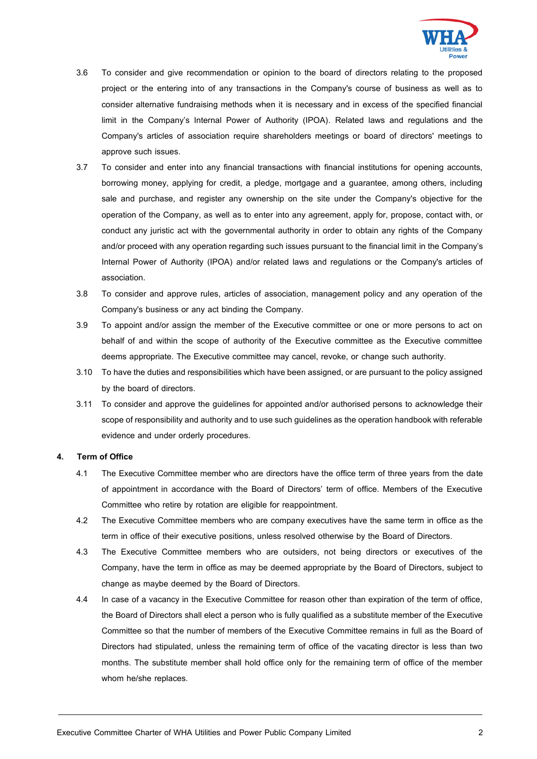3.6 To consider and give recommendation or opinion to the board of directors relating to the proposed project or the entering into of any transactions in the Company's course of business as well as to consider alternative fundraising methods when it is necessary and in excess of the specified financial limit in the Company's Internal Power of Authority (IPOA). Related laws and regulations and the Company's articles of association require shareholders meetings or board of directors' meetings to approve such issues.

3.7 To consider and enter into any financial transactions with financial institutions for opening accounts, borrowing money, applying for credit, a pledge, mortgage and a guarantee, among others, including sale and purchase, and register any ownership on the site under the Company's objective for the operation of the Company, as well as to enter into any agreement, apply for, propose, contact with, or conduct any juristic act with the governmental authority in order to obtain any rights of the Company and/or proceed with any operation regarding such issues pursuant to the financial limit in the Company's Internal Power of Authority (IPOA) and/or related laws and regulations or the Company's articles of association.

3.8 To consider and approve rules, articles of association, management policy and any operation of the Company's business or any act binding the Company.

3.9 To appoint and/or assign the member of the Executive committee or one or more persons to act on behalf of and within the scope of authority of the Executive committee as the Executive committee deems appropriate. The Executive committee may cancel, revoke, or change such authority.

3.10 To have the duties and responsibilities which have been assigned, or are pursuant to the policy assigned by the board of directors.

3.11 To consider and approve the guidelines for appointed and/or authorised persons to acknowledge their scope of responsibility and authority and to use such guidelines as the operation handbook with referable evidence and under orderly procedures.

## 4. Term of Office

4.1 The Executive Committee member who are directors have the office term of three years from the date of appointment in accordance with the Board of Directors' term of office. Members of the Executive Committee who retire by rotation are eligible for reappointment.

4.2 The Executive Committee members who are company executives have the same term in office as the term in office of their executive positions, unless resolved otherwise by the Board of Directors.

4.3 The Executive Committee members who are outsiders, not being directors or executives of the Company, have the term in office as may be deemed appropriate by the Board of Directors, subject to change as maybe deemed by the Board of Directors.

4.4 In case of a vacancy in the Executive Committee for reason other than expiration of the term of office, the Board of Directors shall elect a person who is fully qualified as a substitute member of the Executive Committee so that the number of members of the Executive Committee remains in full as the Board of Directors had stipulated, unless the remaining term of office of the vacating director is less than two months. The substitute member shall hold office only for the remaining term of office of the member whom he/she replaces.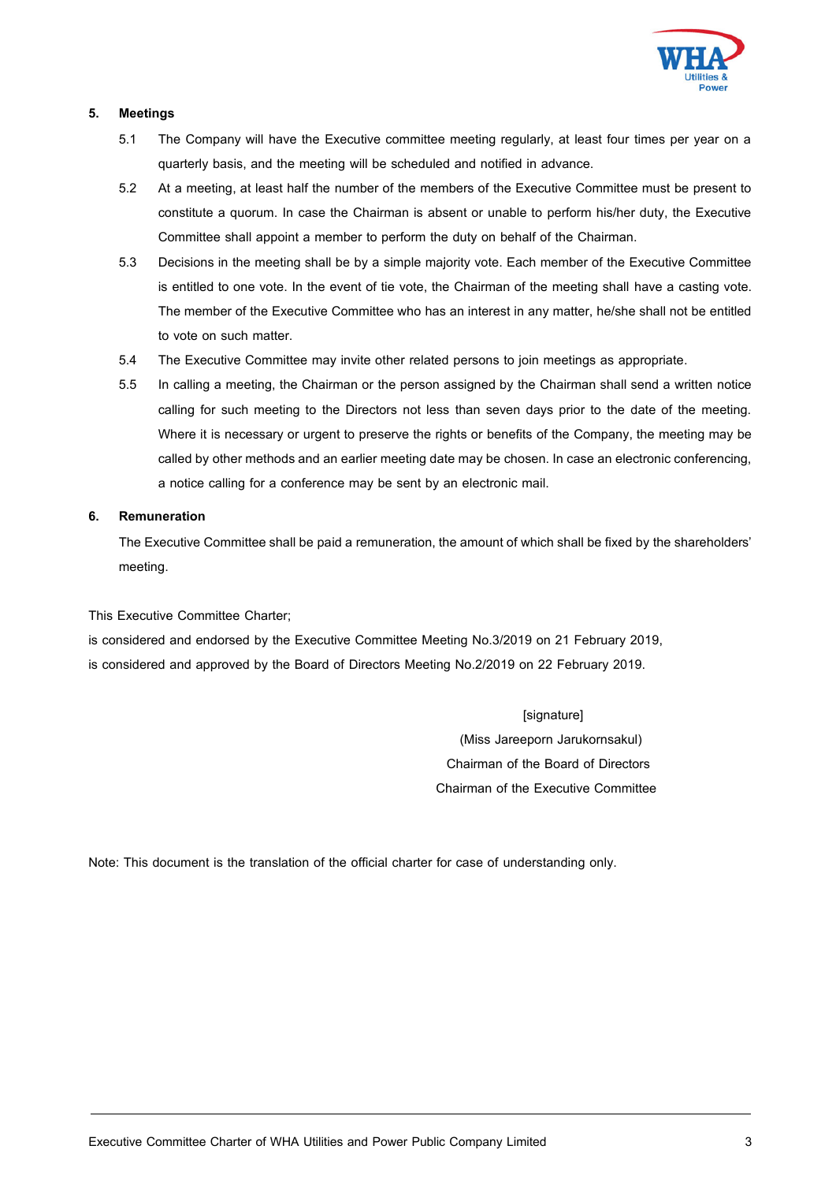## 5. Meetings

5.1 The Company will have the Executive committee meeting regularly, at least four times per year on a quarterly basis, and the meeting will be scheduled and notified in advance.

5.2 At a meeting, at least half the number of the members of the Executive Committee must be present to constitute a quorum. In case the Chairman is absent or unable to perform his/her duty, the Executive Committee shall appoint a member to perform the duty on behalf of the Chairman.

5.3 Decisions in the meeting shall be by a simple majority vote. Each member of the Executive Committee is entitled to one vote. In the event of tie vote, the Chairman of the meeting shall have a casting vote. The member of the Executive Committee who has an interest in any matter, he/she shall not be entitled to vote on such matter.

5.4 The Executive Committee may invite other related persons to join meetings as appropriate.

5.5 In calling a meeting, the Chairman or the person assigned by the Chairman shall send a written notice calling for such meeting to the Directors not less than seven days prior to the date of the meeting. Where it is necessary or urgent to preserve the rights or benefits of the Company, the meeting may be called by other methods and an earlier meeting date may be chosen. In case an electronic conferencing, a notice calling for a conference may be sent by an electronic mail.

## 6. Remuneration

The Executive Committee shall be paid a remuneration, the amount of which shall be fixed by the shareholders' meeting.

This Executive Committee Charter;
is considered and endorsed by the Executive Committee Meeting No.3/2019 on 21 February 2019,
is considered and approved by the Board of Directors Meeting No.2/2019 on 22 February 2019.

[signature]
(Miss Jareeporn Jarukornsakul)
Chairman of the Board of Directors
Chairman of the Executive Committee

Note: This document is the translation of the official charter for case of understanding only.